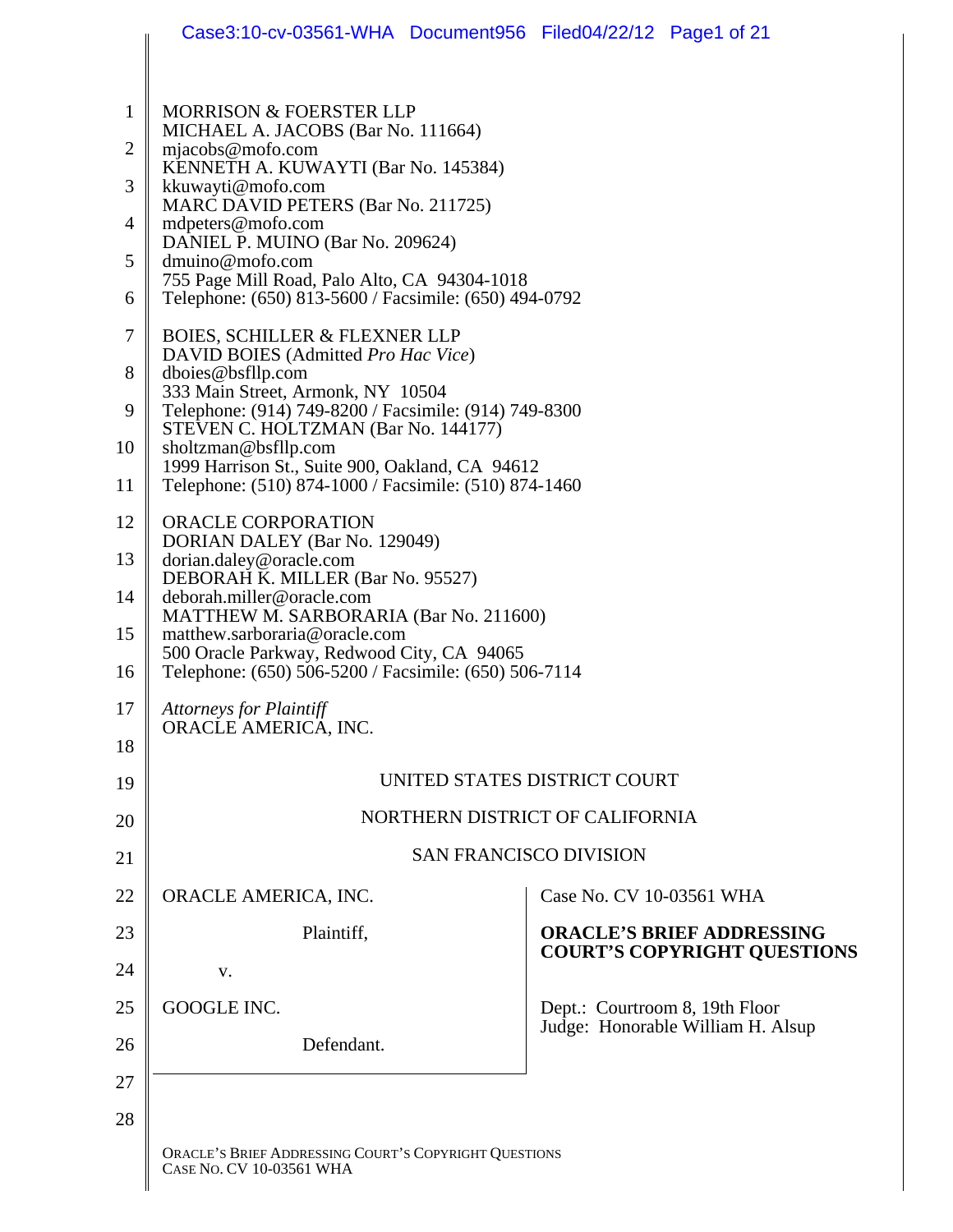MORRISON & FOERSTER LLP
MICHAEL A. JACOBS (Bar No. 111664)
mjacobs@mofo.com
KENNETH A. KUWAYTI (Bar No. 145384)
kkuwayti@mofo.com
MARC DAVID PETERS (Bar No. 211725)
mdpeters@mofo.com
DANIEL P. MUINO (Bar No. 209624)
dmuino@mofo.com
755 Page Mill Road, Palo Alto, CA 94304-1018
Telephone: (650) 813-5600 / Facsimile: (650) 494-0792

BOIES, SCHILLER & FLEXNER LLP
DAVID BOIES (Admitted *Pro Hac Vice*)
dboies@bsfllp.com
333 Main Street, Armonk, NY 10504
Telephone: (914) 749-8200 / Facsimile: (914) 749-8300
STEVEN C. HOLTZMAN (Bar No. 144177)
sholtzman@bsfllp.com
1999 Harrison St., Suite 900, Oakland, CA 94612
Telephone: (510) 874-1000 / Facsimile: (510) 874-1460

ORACLE CORPORATION
DORIAN DALEY (Bar No. 129049)
dorian.daley@oracle.com
DEBORAH K. MILLER (Bar No. 95527)
deborah.miller@oracle.com
MATTHEW M. SARBORARIA (Bar No. 211600)
matthew.sarboraria@oracle.com
500 Oracle Parkway, Redwood City, CA 94065
Telephone: (650) 506-5200 / Facsimile: (650) 506-7114

*Attorneys for Plaintiff*
ORACLE AMERICA, INC.

UNITED STATES DISTRICT COURT

NORTHERN DISTRICT OF CALIFORNIA

SAN FRANCISCO DIVISION

| | |
|---|---|
| ORACLE AMERICA, INC.<br><br>Plaintiff,<br><br>v.<br><br>GOOGLE INC.<br><br>Defendant. | Case No. CV 10-03561 WHA<br><br>**ORACLE'S BRIEF ADDRESSING COURT'S COPYRIGHT QUESTIONS**<br><br>Dept.: Courtroom 8, 19th Floor<br>Judge: Honorable William H. Alsup |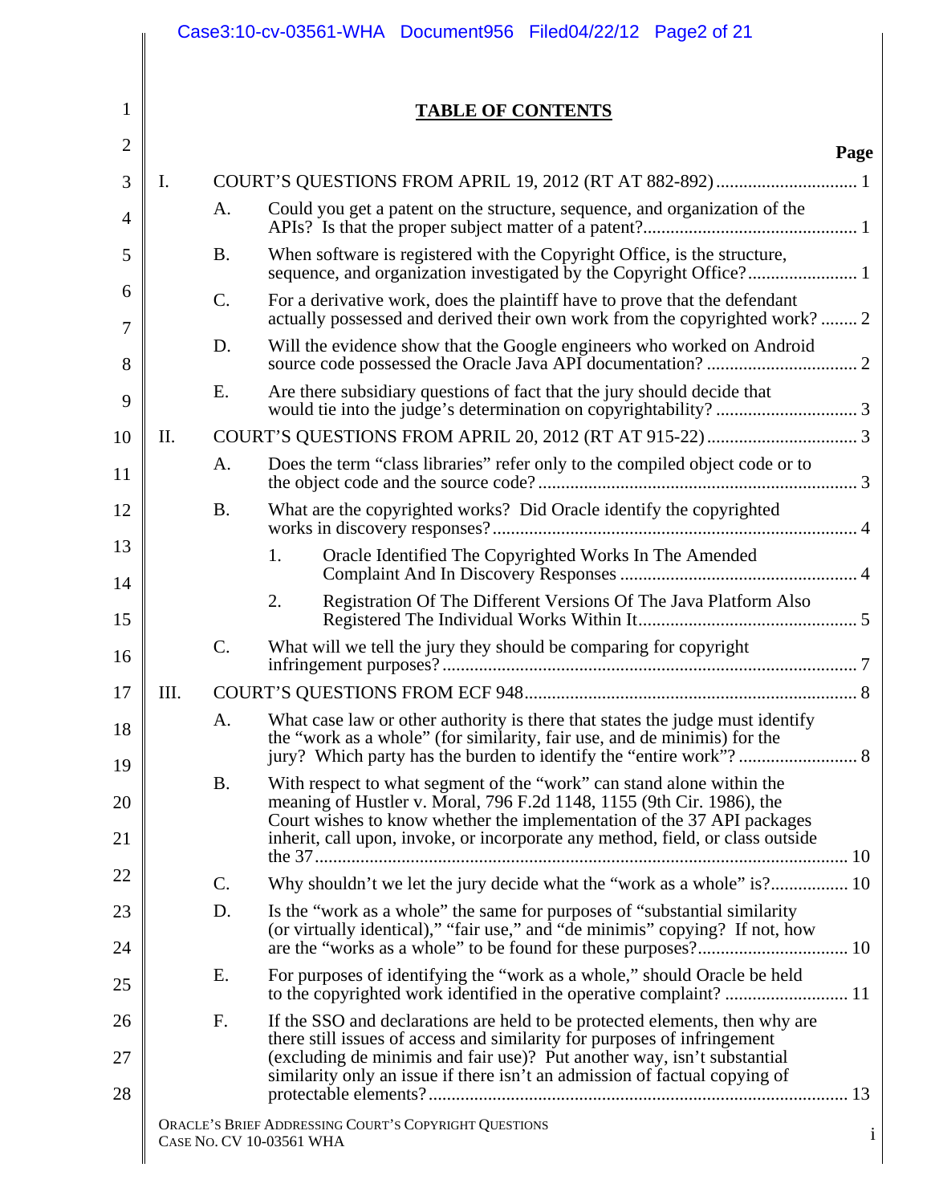# TABLE OF CONTENTS

**Page**

I. COURT'S QUESTIONS FROM APRIL 19, 2012 (RT AT 882-892) .............................. 1

- A. Could you get a patent on the structure, sequence, and organization of the APIs? Is that the proper subject matter of a patent? .............................................. 1
- B. When software is registered with the Copyright Office, is the structure, sequence, and organization investigated by the Copyright Office? ....................... 1
- C. For a derivative work, does the plaintiff have to prove that the defendant actually possessed and derived their own work from the copyrighted work? ........ 2
- D. Will the evidence show that the Google engineers who worked on Android source code possessed the Oracle Java API documentation? ................................ 2
- E. Are there subsidiary questions of fact that the jury should decide that would tie into the judge's determination on copyrightability? .............................. 3

II. COURT'S QUESTIONS FROM APRIL 20, 2012 (RT AT 915-22) ................................ 3

- A. Does the term "class libraries" refer only to the compiled object code or to the object code and the source code? ..................................................................... 3
- B. What are the copyrighted works? Did Oracle identify the copyrighted works in discovery responses? ............................................................................... 4
  - 1. Oracle Identified The Copyrighted Works In The Amended Complaint And In Discovery Responses ................................................... 4
  - 2. Registration Of The Different Versions Of The Java Platform Also Registered The Individual Works Within It ............................................... 5
- C. What will we tell the jury they should be comparing for copyright infringement purposes? ......................................................................................... 7

III. COURT'S QUESTIONS FROM ECF 948 ......................................................................... 8

- A. What case law or other authority is there that states the judge must identify the "work as a whole" (for similarity, fair use, and de minimis) for the jury? Which party has the burden to identify the "entire work"? .......................... 8
- B. With respect to what segment of the "work" can stand alone within the meaning of Hustler v. Moral, 796 F.2d 1148, 1155 (9th Cir. 1986), the Court wishes to know whether the implementation of the 37 API packages inherit, call upon, invoke, or incorporate any method, field, or class outside the 37 ................................................................................................................... 10
- C. Why shouldn't we let the jury decide what the "work as a whole" is? ................. 10
- D. Is the "work as a whole" the same for purposes of "substantial similarity (or virtually identical)," "fair use," and "de minimis" copying? If not, how are the "works as a whole" to be found for these purposes? ................................. 10
- E. For purposes of identifying the "work as a whole," should Oracle be held to the copyrighted work identified in the operative complaint? ........................... 11
- F. If the SSO and declarations are held to be protected elements, then why are there still issues of access and similarity for purposes of infringement (excluding de minimis and fair use)? Put another way, isn't substantial similarity only an issue if there isn't an admission of factual copying of protectable elements? ........................................................................................... 13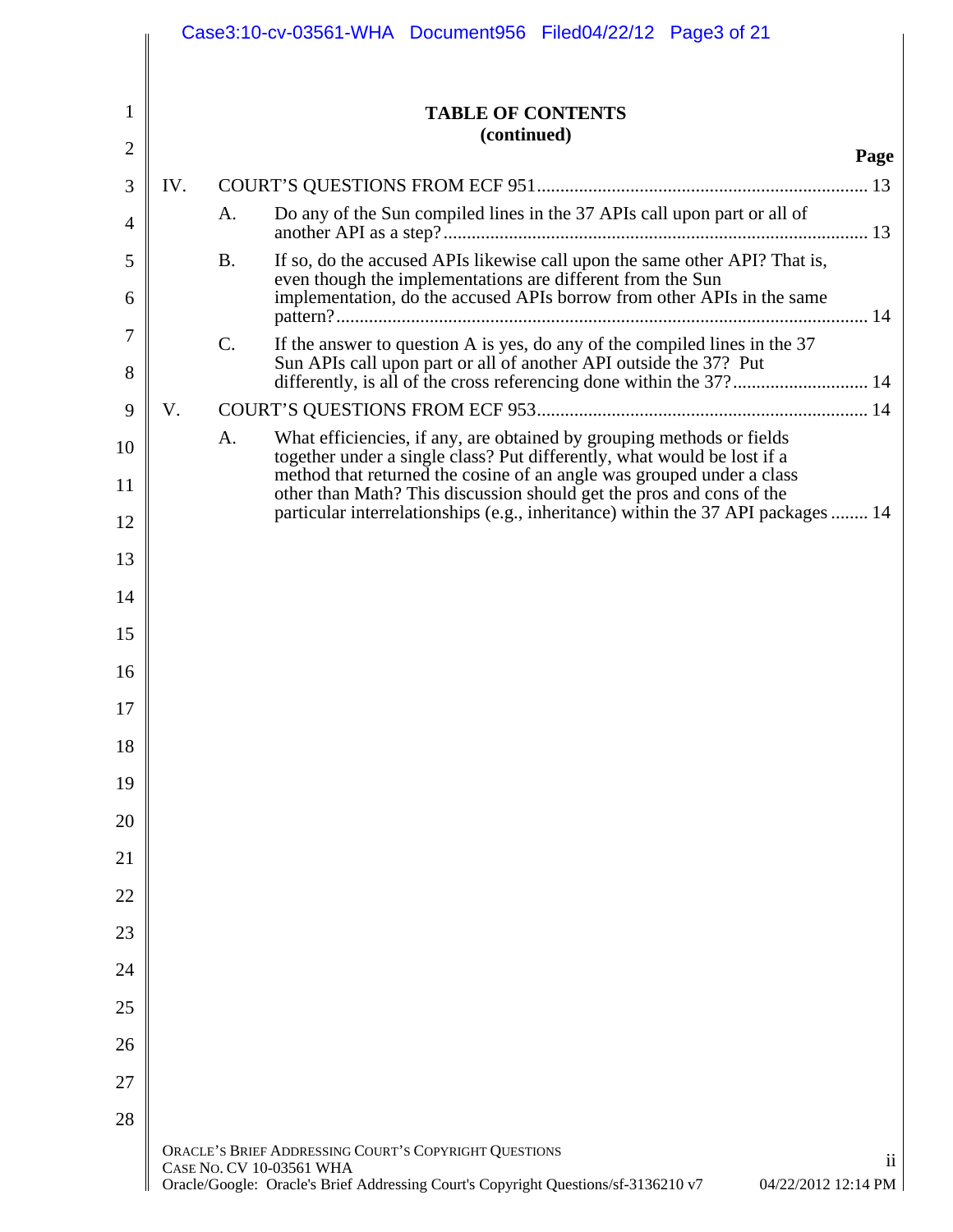**TABLE OF CONTENTS**
**(continued)**

**Page**

IV. COURT'S QUESTIONS FROM ECF 951 .......... 13

- A. Do any of the Sun compiled lines in the 37 APIs call upon part or all of another API as a step? .......... 13
- B. If so, do the accused APIs likewise call upon the same other API? That is, even though the implementations are different from the Sun implementation, do the accused APIs borrow from other APIs in the same pattern? .......... 14
- C. If the answer to question A is yes, do any of the compiled lines in the 37 Sun APIs call upon part or all of another API outside the 37? Put differently, is all of the cross referencing done within the 37? .......... 14

V. COURT'S QUESTIONS FROM ECF 953 .......... 14

- A. What efficiencies, if any, are obtained by grouping methods or fields together under a single class? Put differently, what would be lost if a method that returned the cosine of an angle was grouped under a class other than Math? This discussion should get the pros and cons of the particular interrelationships (e.g., inheritance) within the 37 API packages .......... 14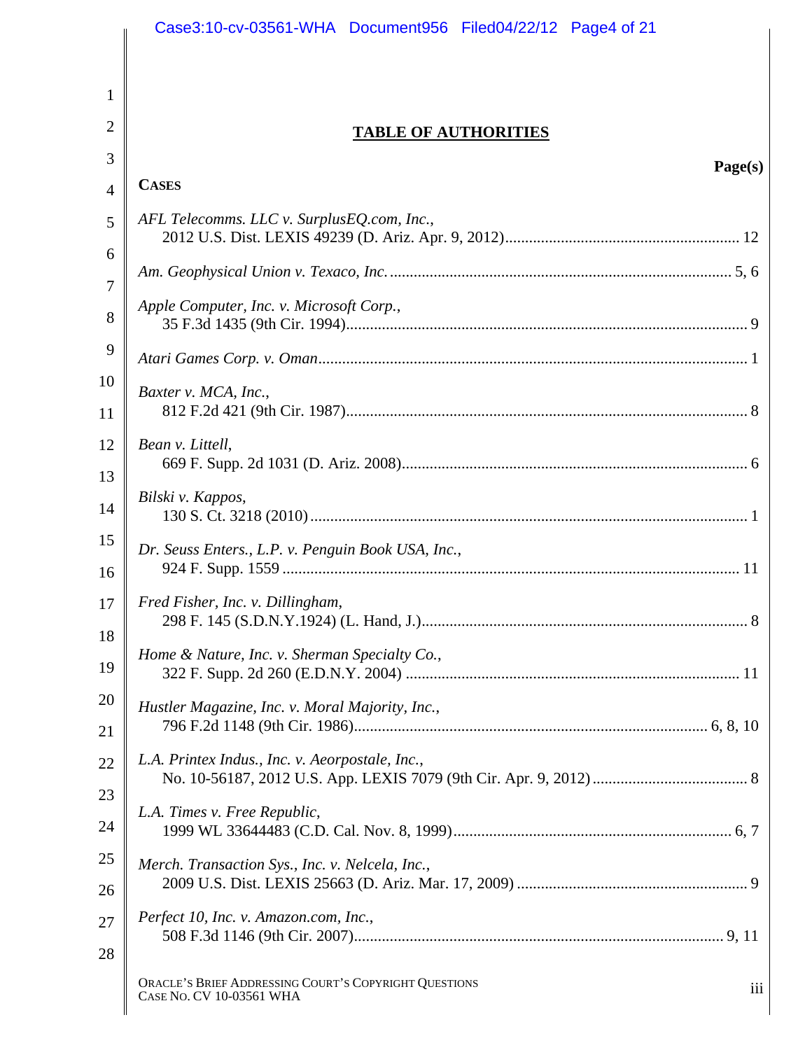## TABLE OF AUTHORITIES

**Page(s)**

**CASES**

*AFL Telecomms. LLC v. SurplusEQ.com, Inc.*,
2012 U.S. Dist. LEXIS 49239 (D. Ariz. Apr. 9, 2012) .......... 12

*Am. Geophysical Union v. Texaco, Inc.* .......... 5, 6

*Apple Computer, Inc. v. Microsoft Corp.*,
35 F.3d 1435 (9th Cir. 1994) .......... 9

*Atari Games Corp. v. Oman* .......... 1

*Baxter v. MCA, Inc.*,
812 F.2d 421 (9th Cir. 1987) .......... 8

*Bean v. Littell*,
669 F. Supp. 2d 1031 (D. Ariz. 2008) .......... 6

*Bilski v. Kappos*,
130 S. Ct. 3218 (2010) .......... 1

*Dr. Seuss Enters., L.P. v. Penguin Book USA, Inc.*,
924 F. Supp. 1559 .......... 11

*Fred Fisher, Inc. v. Dillingham*,
298 F. 145 (S.D.N.Y.1924) (L. Hand, J.) .......... 8

*Home & Nature, Inc. v. Sherman Specialty Co.*,
322 F. Supp. 2d 260 (E.D.N.Y. 2004) .......... 11

*Hustler Magazine, Inc. v. Moral Majority, Inc.*,
796 F.2d 1148 (9th Cir. 1986) .......... 6, 8, 10

*L.A. Printex Indus., Inc. v. Aeorpostale, Inc.*,
No. 10-56187, 2012 U.S. App. LEXIS 7079 (9th Cir. Apr. 9, 2012) .......... 8

*L.A. Times v. Free Republic*,
1999 WL 33644483 (C.D. Cal. Nov. 8, 1999) .......... 6, 7

*Merch. Transaction Sys., Inc. v. Nelcela, Inc.*,
2009 U.S. Dist. LEXIS 25663 (D. Ariz. Mar. 17, 2009) .......... 9

*Perfect 10, Inc. v. Amazon.com, Inc.*,
508 F.3d 1146 (9th Cir. 2007) .......... 9, 11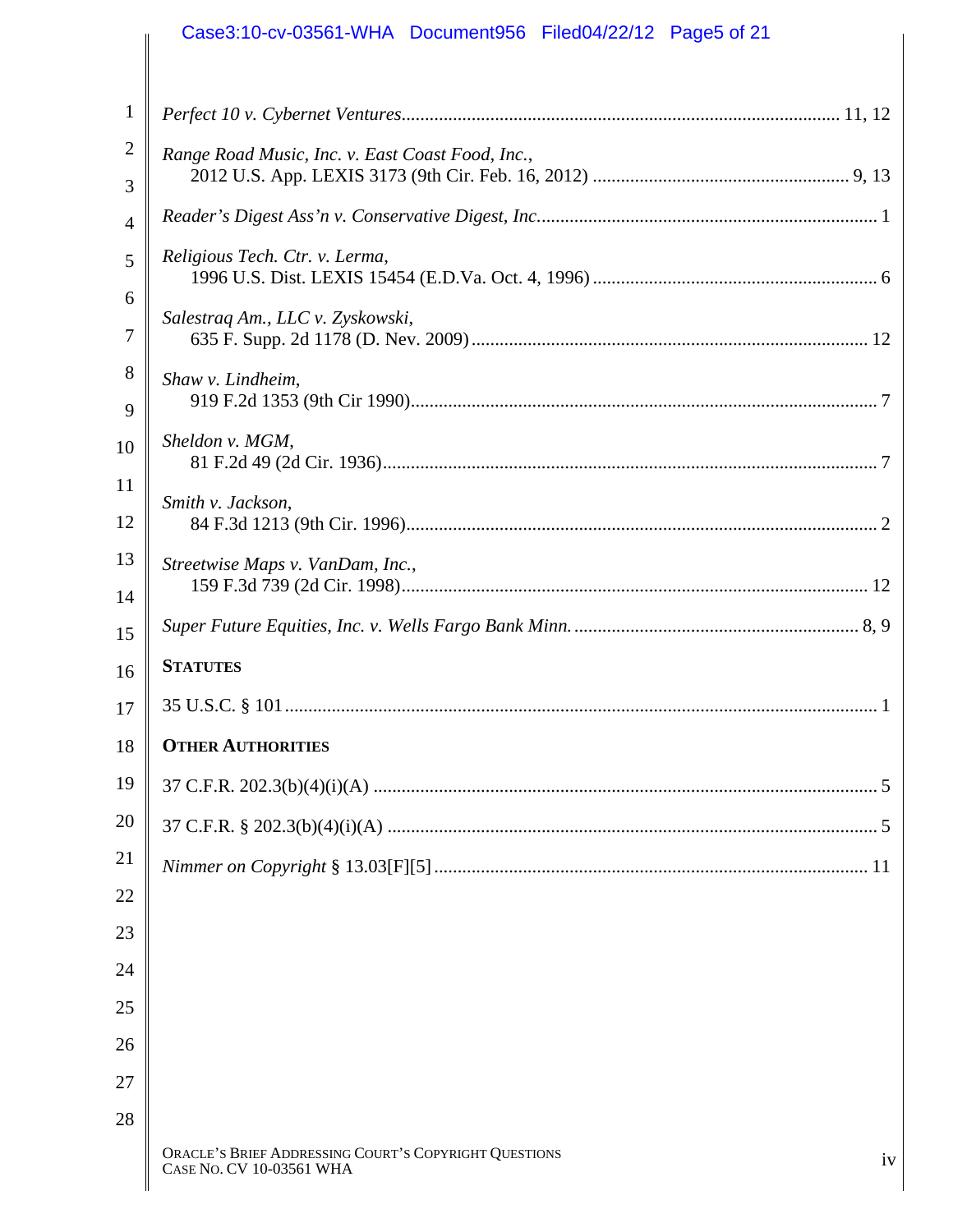*Perfect 10 v. Cybernet Ventures* .......... 11, 12

*Range Road Music, Inc. v. East Coast Food, Inc.*,
2012 U.S. App. LEXIS 3173 (9th Cir. Feb. 16, 2012) .......... 9, 13

*Reader's Digest Ass'n v. Conservative Digest, Inc.* .......... 1

*Religious Tech. Ctr. v. Lerma*,
1996 U.S. Dist. LEXIS 15454 (E.D.Va. Oct. 4, 1996) .......... 6

*Salestraq Am., LLC v. Zyskowski*,
635 F. Supp. 2d 1178 (D. Nev. 2009) .......... 12

*Shaw v. Lindheim*,
919 F.2d 1353 (9th Cir 1990) .......... 7

*Sheldon v. MGM*,
81 F.2d 49 (2d Cir. 1936) .......... 7

*Smith v. Jackson*,
84 F.3d 1213 (9th Cir. 1996) .......... 2

*Streetwise Maps v. VanDam, Inc.*,
159 F.3d 739 (2d Cir. 1998) .......... 12

*Super Future Equities, Inc. v. Wells Fargo Bank Minn.* .......... 8, 9

**STATUTES**

35 U.S.C. § 101 .......... 1

**OTHER AUTHORITIES**

37 C.F.R. 202.3(b)(4)(i)(A) .......... 5

37 C.F.R. § 202.3(b)(4)(i)(A) .......... 5

*Nimmer on Copyright* § 13.03[F][5] .......... 11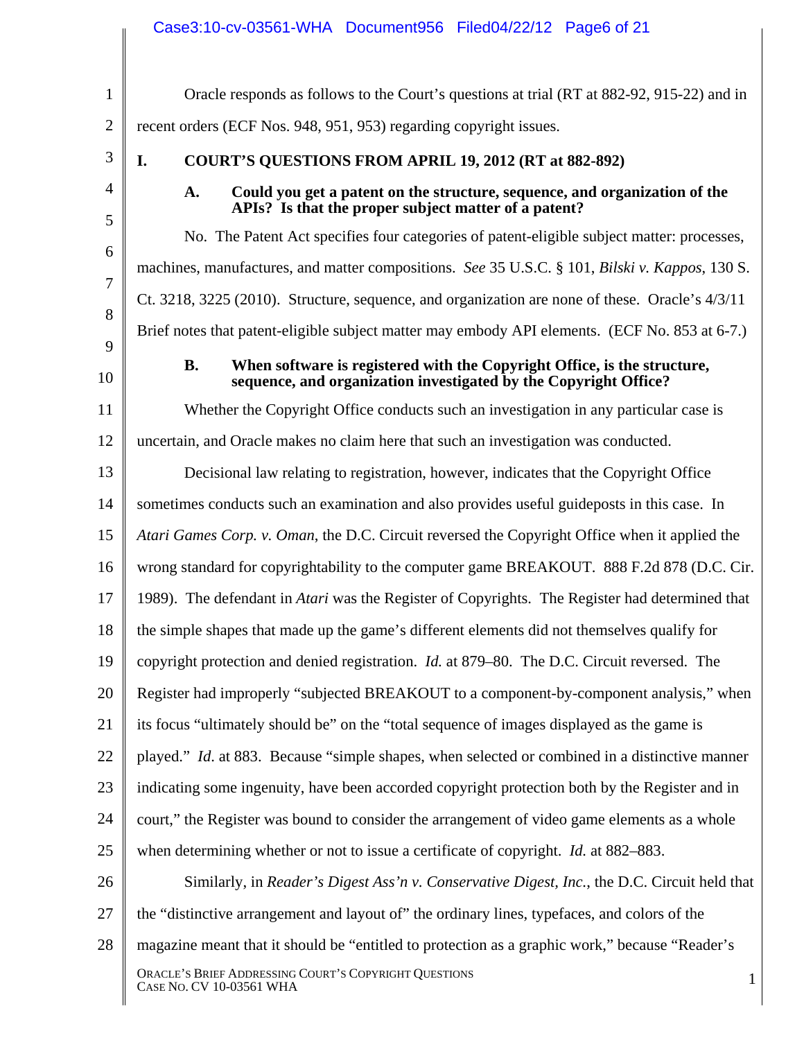Oracle responds as follows to the Court's questions at trial (RT at 882-92, 915-22) and in recent orders (ECF Nos. 948, 951, 953) regarding copyright issues.

## I. COURT'S QUESTIONS FROM APRIL 19, 2012 (RT at 882-892)

### A. Could you get a patent on the structure, sequence, and organization of the APIs? Is that the proper subject matter of a patent?

No. The Patent Act specifies four categories of patent-eligible subject matter: processes, machines, manufactures, and matter compositions. *See* 35 U.S.C. § 101, *Bilski v. Kappos*, 130 S. Ct. 3218, 3225 (2010). Structure, sequence, and organization are none of these. Oracle's 4/3/11 Brief notes that patent-eligible subject matter may embody API elements. (ECF No. 853 at 6-7.)

### B. When software is registered with the Copyright Office, is the structure, sequence, and organization investigated by the Copyright Office?

Whether the Copyright Office conducts such an investigation in any particular case is uncertain, and Oracle makes no claim here that such an investigation was conducted.

Decisional law relating to registration, however, indicates that the Copyright Office sometimes conducts such an examination and also provides useful guideposts in this case. In *Atari Games Corp. v. Oman*, the D.C. Circuit reversed the Copyright Office when it applied the wrong standard for copyrightability to the computer game BREAKOUT. 888 F.2d 878 (D.C. Cir. 1989). The defendant in *Atari* was the Register of Copyrights. The Register had determined that the simple shapes that made up the game's different elements did not themselves qualify for copyright protection and denied registration. *Id.* at 879–80. The D.C. Circuit reversed. The Register had improperly "subjected BREAKOUT to a component-by-component analysis," when its focus "ultimately should be" on the "total sequence of images displayed as the game is played." *Id*. at 883. Because "simple shapes, when selected or combined in a distinctive manner indicating some ingenuity, have been accorded copyright protection both by the Register and in court," the Register was bound to consider the arrangement of video game elements as a whole when determining whether or not to issue a certificate of copyright. *Id.* at 882–883.

Similarly, in *Reader's Digest Ass'n v. Conservative Digest, Inc.*, the D.C. Circuit held that the "distinctive arrangement and layout of" the ordinary lines, typefaces, and colors of the magazine meant that it should be "entitled to protection as a graphic work," because "Reader's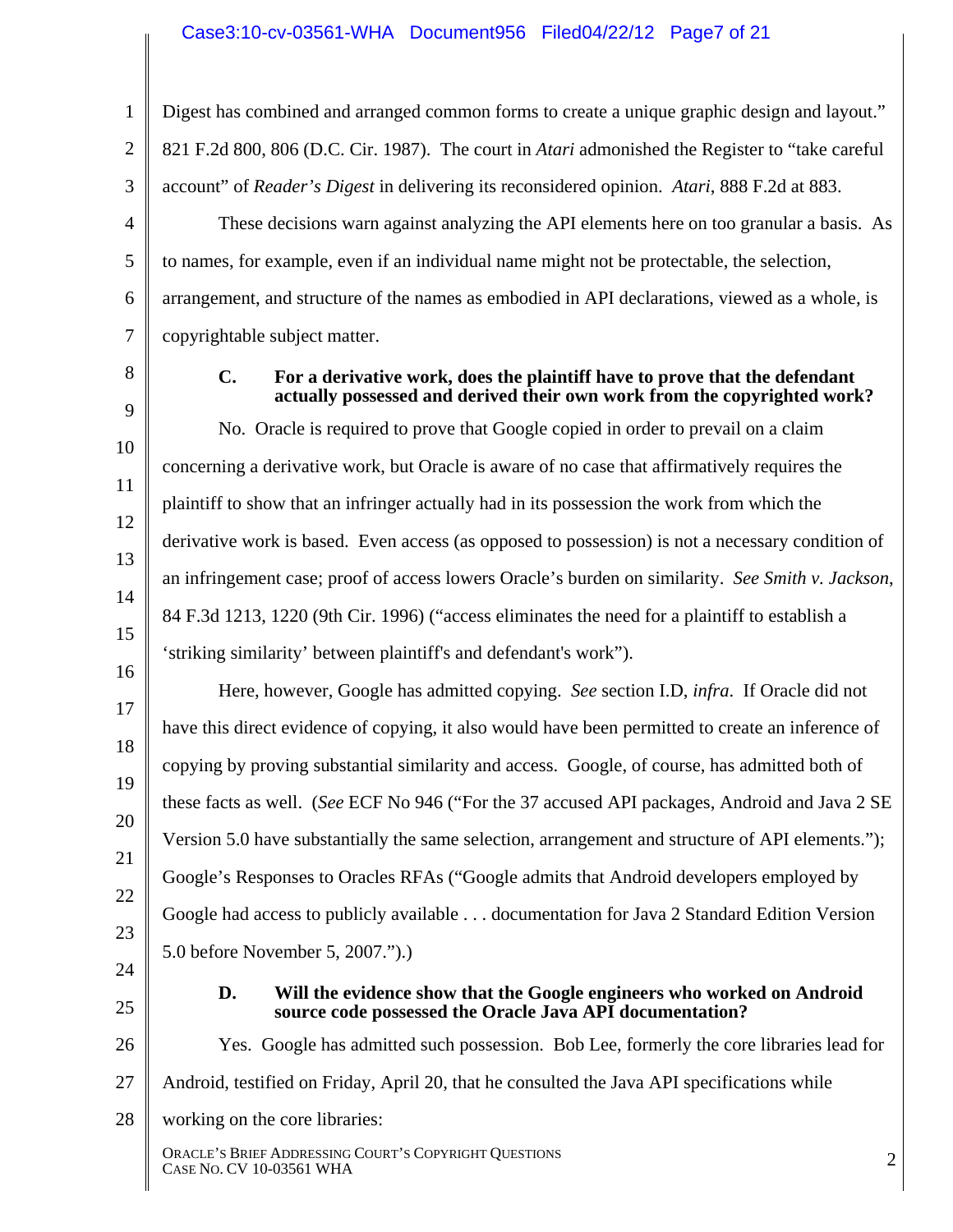Digest has combined and arranged common forms to create a unique graphic design and layout." 821 F.2d 800, 806 (D.C. Cir. 1987). The court in *Atari* admonished the Register to "take careful account" of *Reader's Digest* in delivering its reconsidered opinion. *Atari*, 888 F.2d at 883.

These decisions warn against analyzing the API elements here on too granular a basis. As to names, for example, even if an individual name might not be protectable, the selection, arrangement, and structure of the names as embodied in API declarations, viewed as a whole, is copyrightable subject matter.

### C. For a derivative work, does the plaintiff have to prove that the defendant actually possessed and derived their own work from the copyrighted work?

No. Oracle is required to prove that Google copied in order to prevail on a claim concerning a derivative work, but Oracle is aware of no case that affirmatively requires the plaintiff to show that an infringer actually had in its possession the work from which the derivative work is based. Even access (as opposed to possession) is not a necessary condition of an infringement case; proof of access lowers Oracle's burden on similarity. *See Smith v. Jackson*, 84 F.3d 1213, 1220 (9th Cir. 1996) ("access eliminates the need for a plaintiff to establish a 'striking similarity' between plaintiff's and defendant's work").

Here, however, Google has admitted copying. *See* section I.D, *infra*. If Oracle did not have this direct evidence of copying, it also would have been permitted to create an inference of copying by proving substantial similarity and access. Google, of course, has admitted both of these facts as well. (*See* ECF No 946 ("For the 37 accused API packages, Android and Java 2 SE Version 5.0 have substantially the same selection, arrangement and structure of API elements."); Google's Responses to Oracles RFAs ("Google admits that Android developers employed by Google had access to publicly available . . . documentation for Java 2 Standard Edition Version 5.0 before November 5, 2007.").)

### D. Will the evidence show that the Google engineers who worked on Android source code possessed the Oracle Java API documentation?

Yes. Google has admitted such possession. Bob Lee, formerly the core libraries lead for Android, testified on Friday, April 20, that he consulted the Java API specifications while working on the core libraries: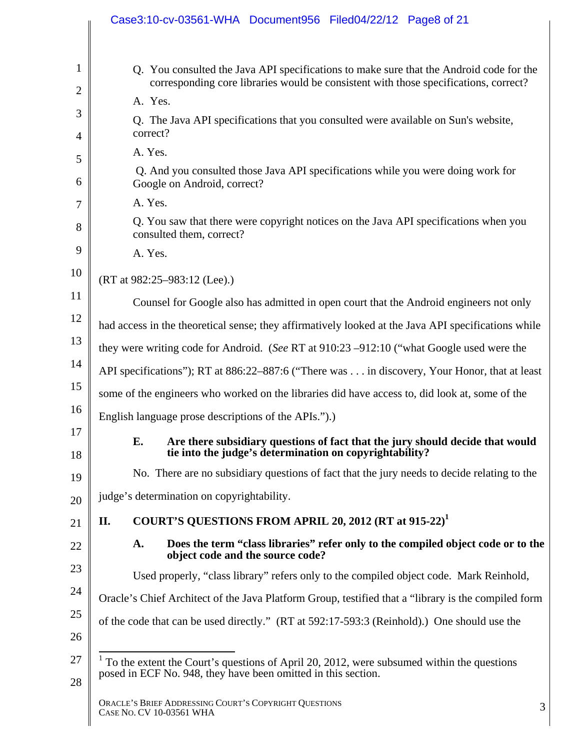Q. You consulted the Java API specifications to make sure that the Android code for the corresponding core libraries would be consistent with those specifications, correct?

A. Yes.

Q. The Java API specifications that you consulted were available on Sun's website, correct?

A. Yes.

Q. And you consulted those Java API specifications while you were doing work for Google on Android, correct?

A. Yes.

Q. You saw that there were copyright notices on the Java API specifications when you consulted them, correct?

A. Yes.

(RT at 982:25–983:12 (Lee).)

Counsel for Google also has admitted in open court that the Android engineers not only had access in the theoretical sense; they affirmatively looked at the Java API specifications while they were writing code for Android. (*See* RT at 910:23 –912:10 ("what Google used were the API specifications"); RT at 886:22–887:6 ("There was . . . in discovery, Your Honor, that at least some of the engineers who worked on the libraries did have access to, did look at, some of the English language prose descriptions of the APIs.").)

### E. Are there subsidiary questions of fact that the jury should decide that would tie into the judge's determination on copyrightability?

No. There are no subsidiary questions of fact that the jury needs to decide relating to the judge's determination on copyrightability.

## II. COURT'S QUESTIONS FROM APRIL 20, 2012 (RT at 915-22)[1]

### A. Does the term "class libraries" refer only to the compiled object code or to the object code and the source code?

Used properly, "class library" refers only to the compiled object code. Mark Reinhold, Oracle's Chief Architect of the Java Platform Group, testified that a "library is the compiled form of the code that can be used directly." (RT at 592:17-593:3 (Reinhold).) One should use the

---

[1] To the extent the Court's questions of April 20, 2012, were subsumed within the questions posed in ECF No. 948, they have been omitted in this section.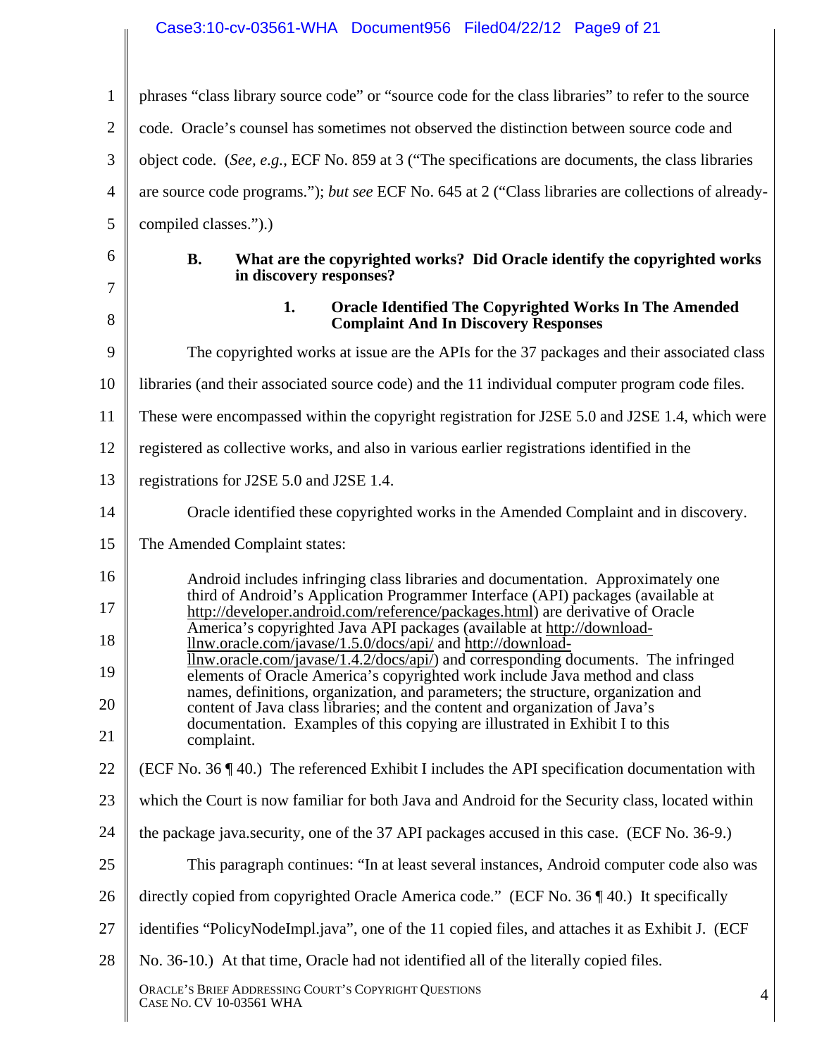phrases "class library source code" or "source code for the class libraries" to refer to the source code. Oracle's counsel has sometimes not observed the distinction between source code and object code. (*See, e.g.*, ECF No. 859 at 3 ("The specifications are documents, the class libraries are source code programs."); *but see* ECF No. 645 at 2 ("Class libraries are collections of already-compiled classes.").)

### B. What are the copyrighted works? Did Oracle identify the copyrighted works in discovery responses?

#### 1. Oracle Identified The Copyrighted Works In The Amended Complaint And In Discovery Responses

The copyrighted works at issue are the APIs for the 37 packages and their associated class libraries (and their associated source code) and the 11 individual computer program code files. These were encompassed within the copyright registration for J2SE 5.0 and J2SE 1.4, which were registered as collective works, and also in various earlier registrations identified in the registrations for J2SE 5.0 and J2SE 1.4.

Oracle identified these copyrighted works in the Amended Complaint and in discovery. The Amended Complaint states:

> Android includes infringing class libraries and documentation. Approximately one third of Android's Application Programmer Interface (API) packages (available at http://developer.android.com/reference/packages.html) are derivative of Oracle America's copyrighted Java API packages (available at http://download-llnw.oracle.com/javase/1.5.0/docs/api/ and http://download-llnw.oracle.com/javase/1.4.2/docs/api/) and corresponding documents. The infringed elements of Oracle America's copyrighted work include Java method and class names, definitions, organization, and parameters; the structure, organization and content of Java class libraries; and the content and organization of Java's documentation. Examples of this copying are illustrated in Exhibit I to this complaint.

(ECF No. 36 ¶ 40.) The referenced Exhibit I includes the API specification documentation with which the Court is now familiar for both Java and Android for the Security class, located within the package java.security, one of the 37 API packages accused in this case. (ECF No. 36-9.)

This paragraph continues: "In at least several instances, Android computer code also was directly copied from copyrighted Oracle America code." (ECF No. 36 ¶ 40.) It specifically identifies "PolicyNodeImpl.java", one of the 11 copied files, and attaches it as Exhibit J. (ECF No. 36-10.) At that time, Oracle had not identified all of the literally copied files.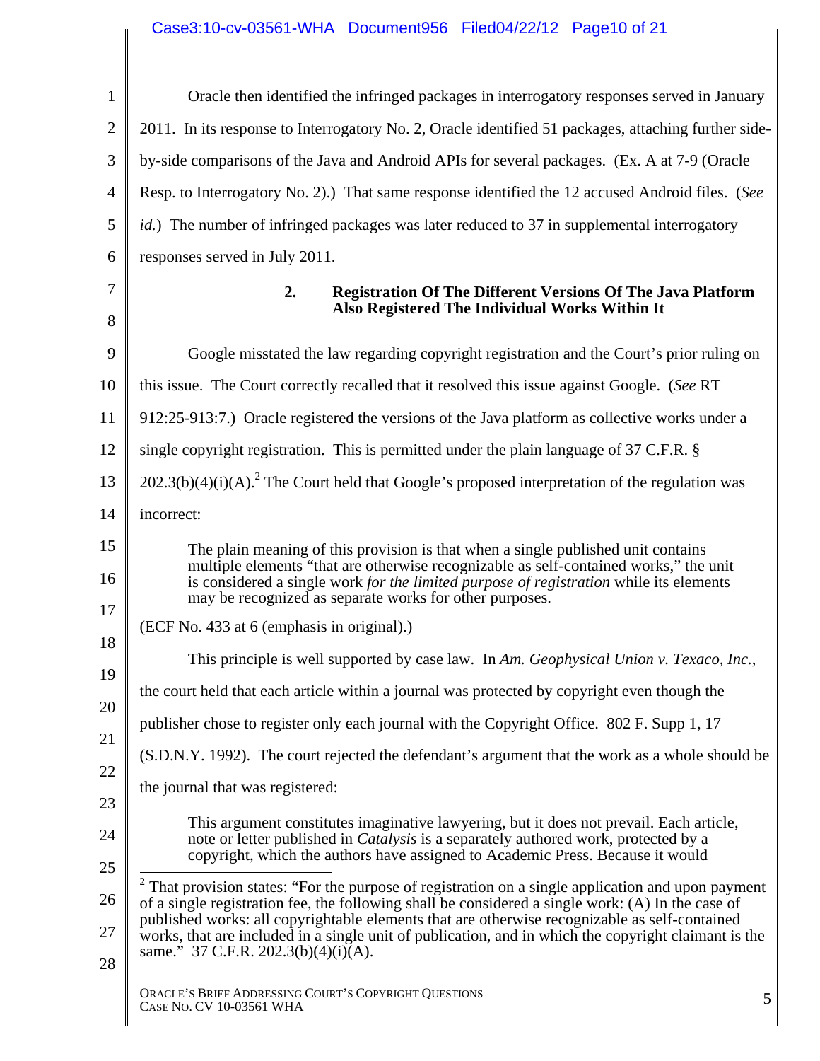Oracle then identified the infringed packages in interrogatory responses served in January 2011. In its response to Interrogatory No. 2, Oracle identified 51 packages, attaching further side-by-side comparisons of the Java and Android APIs for several packages. (Ex. A at 7-9 (Oracle Resp. to Interrogatory No. 2).) That same response identified the 12 accused Android files. (*See id.*) The number of infringed packages was later reduced to 37 in supplemental interrogatory responses served in July 2011.

### 2. Registration Of The Different Versions Of The Java Platform Also Registered The Individual Works Within It

Google misstated the law regarding copyright registration and the Court's prior ruling on this issue. The Court correctly recalled that it resolved this issue against Google. (*See* RT 912:25-913:7.) Oracle registered the versions of the Java platform as collective works under a single copyright registration. This is permitted under the plain language of 37 C.F.R. § 202.3(b)(4)(i)(A).[2] The Court held that Google's proposed interpretation of the regulation was incorrect:

> The plain meaning of this provision is that when a single published unit contains multiple elements "that are otherwise recognizable as self-contained works," the unit is considered a single work *for the limited purpose of registration* while its elements may be recognized as separate works for other purposes.

(ECF No. 433 at 6 (emphasis in original).)

This principle is well supported by case law. In *Am. Geophysical Union v. Texaco, Inc.*, the court held that each article within a journal was protected by copyright even though the publisher chose to register only each journal with the Copyright Office. 802 F. Supp 1, 17 (S.D.N.Y. 1992). The court rejected the defendant's argument that the work as a whole should be the journal that was registered:

> This argument constitutes imaginative lawyering, but it does not prevail. Each article, note or letter published in *Catalysis* is a separately authored work, protected by a copyright, which the authors have assigned to Academic Press. Because it would

---

[2] That provision states: "For the purpose of registration on a single application and upon payment of a single registration fee, the following shall be considered a single work: (A) In the case of published works: all copyrightable elements that are otherwise recognizable as self-contained works, that are included in a single unit of publication, and in which the copyright claimant is the same." 37 C.F.R. 202.3(b)(4)(i)(A).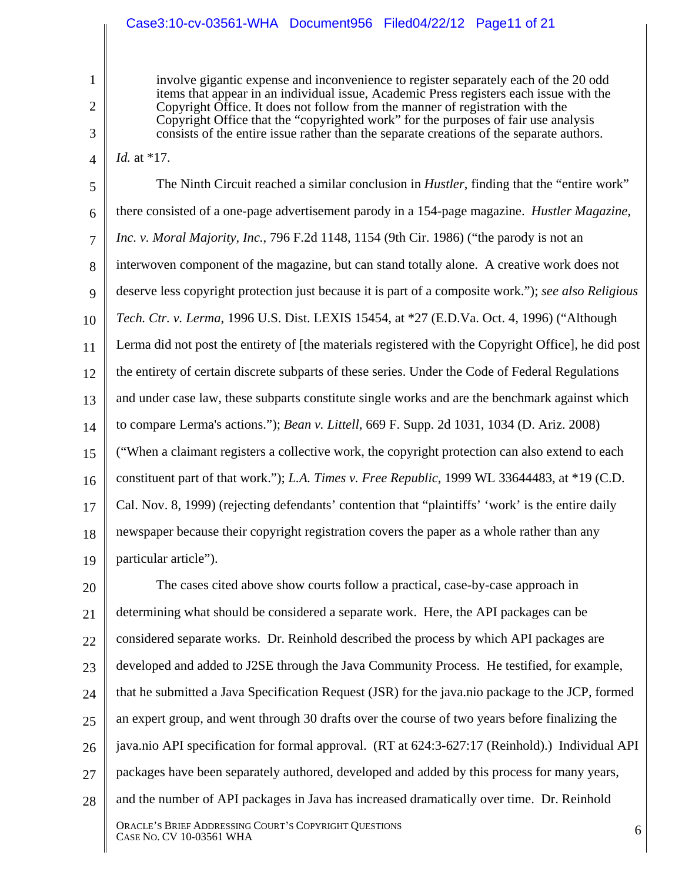> involve gigantic expense and inconvenience to register separately each of the 20 odd items that appear in an individual issue, Academic Press registers each issue with the Copyright Office. It does not follow from the manner of registration with the Copyright Office that the "copyrighted work" for the purposes of fair use analysis consists of the entire issue rather than the separate creations of the separate authors.

*Id.* at *17.

The Ninth Circuit reached a similar conclusion in *Hustler*, finding that the "entire work" there consisted of a one-page advertisement parody in a 154-page magazine. *Hustler Magazine, Inc. v. Moral Majority, Inc.*, 796 F.2d 1148, 1154 (9th Cir. 1986) ("the parody is not an interwoven component of the magazine, but can stand totally alone. A creative work does not deserve less copyright protection just because it is part of a composite work."); *see also Religious Tech. Ctr. v. Lerma*, 1996 U.S. Dist. LEXIS 15454, at *27 (E.D.Va. Oct. 4, 1996) ("Although Lerma did not post the entirety of [the materials registered with the Copyright Office], he did post the entirety of certain discrete subparts of these series. Under the Code of Federal Regulations and under case law, these subparts constitute single works and are the benchmark against which to compare Lerma's actions."); *Bean v. Littell*, 669 F. Supp. 2d 1031, 1034 (D. Ariz. 2008) ("When a claimant registers a collective work, the copyright protection can also extend to each constituent part of that work."); *L.A. Times v. Free Republic*, 1999 WL 33644483, at *19 (C.D. Cal. Nov. 8, 1999) (rejecting defendants' contention that "plaintiffs' 'work' is the entire daily newspaper because their copyright registration covers the paper as a whole rather than any particular article").

The cases cited above show courts follow a practical, case-by-case approach in determining what should be considered a separate work. Here, the API packages can be considered separate works. Dr. Reinhold described the process by which API packages are developed and added to J2SE through the Java Community Process. He testified, for example, that he submitted a Java Specification Request (JSR) for the java.nio package to the JCP, formed an expert group, and went through 30 drafts over the course of two years before finalizing the java.nio API specification for formal approval. (RT at 624:3-627:17 (Reinhold).) Individual API packages have been separately authored, developed and added by this process for many years, and the number of API packages in Java has increased dramatically over time. Dr. Reinhold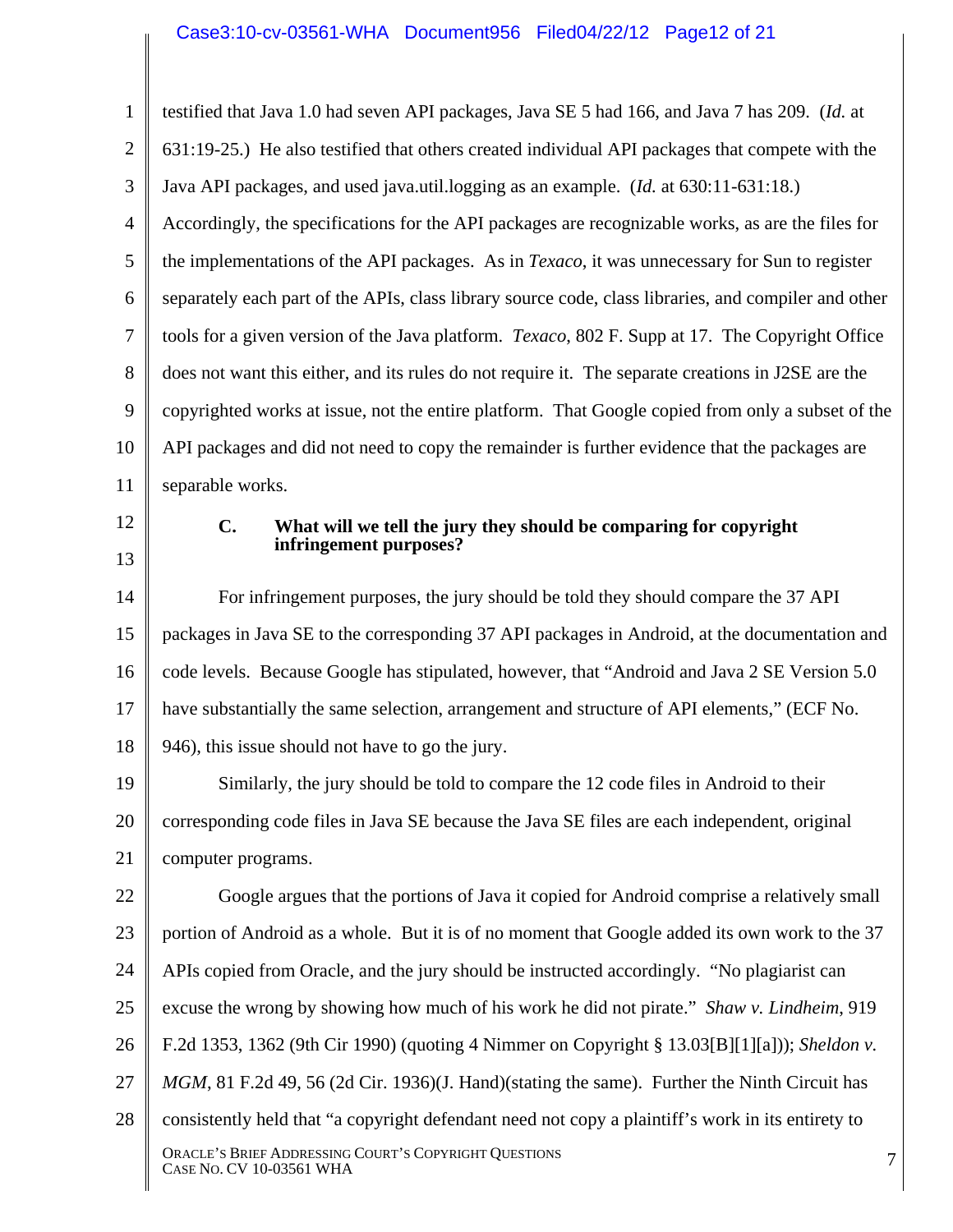testified that Java 1.0 had seven API packages, Java SE 5 had 166, and Java 7 has 209. (*Id.* at 631:19-25.) He also testified that others created individual API packages that compete with the Java API packages, and used java.util.logging as an example. (*Id.* at 630:11-631:18.) Accordingly, the specifications for the API packages are recognizable works, as are the files for the implementations of the API packages. As in *Texaco*, it was unnecessary for Sun to register separately each part of the APIs, class library source code, class libraries, and compiler and other tools for a given version of the Java platform. *Texaco*, 802 F. Supp at 17. The Copyright Office does not want this either, and its rules do not require it. The separate creations in J2SE are the copyrighted works at issue, not the entire platform. That Google copied from only a subset of the API packages and did not need to copy the remainder is further evidence that the packages are separable works.

### C. What will we tell the jury they should be comparing for copyright infringement purposes?

For infringement purposes, the jury should be told they should compare the 37 API packages in Java SE to the corresponding 37 API packages in Android, at the documentation and code levels. Because Google has stipulated, however, that "Android and Java 2 SE Version 5.0 have substantially the same selection, arrangement and structure of API elements," (ECF No. 946), this issue should not have to go the jury.

Similarly, the jury should be told to compare the 12 code files in Android to their corresponding code files in Java SE because the Java SE files are each independent, original computer programs.

Google argues that the portions of Java it copied for Android comprise a relatively small portion of Android as a whole. But it is of no moment that Google added its own work to the 37 APIs copied from Oracle, and the jury should be instructed accordingly. "No plagiarist can excuse the wrong by showing how much of his work he did not pirate." *Shaw v. Lindheim*, 919 F.2d 1353, 1362 (9th Cir 1990) (quoting 4 Nimmer on Copyright § 13.03[B][1][a])); *Sheldon v. MGM*, 81 F.2d 49, 56 (2d Cir. 1936)(J. Hand)(stating the same). Further the Ninth Circuit has consistently held that "a copyright defendant need not copy a plaintiff's work in its entirety to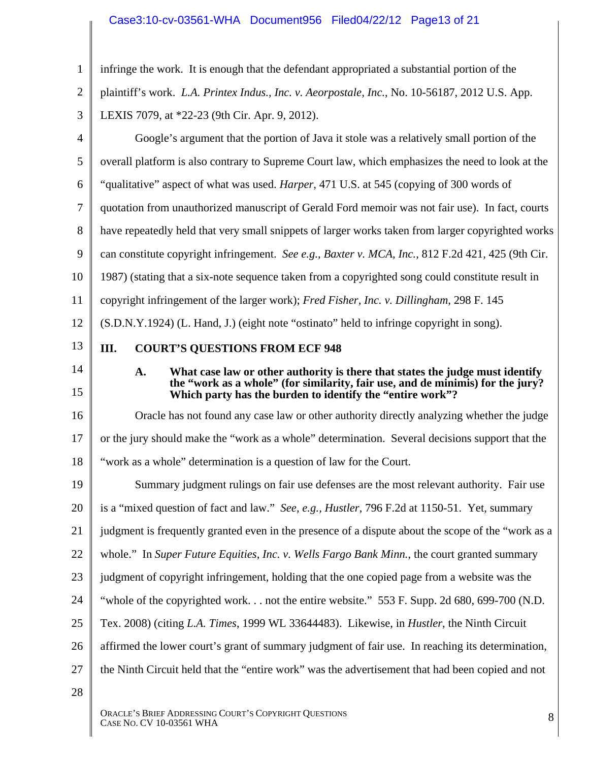infringe the work. It is enough that the defendant appropriated a substantial portion of the plaintiff's work. *L.A. Printex Indus., Inc. v. Aeorpostale, Inc.*, No. 10-56187, 2012 U.S. App. LEXIS 7079, at *22-23 (9th Cir. Apr. 9, 2012).

Google's argument that the portion of Java it stole was a relatively small portion of the overall platform is also contrary to Supreme Court law, which emphasizes the need to look at the "qualitative" aspect of what was used. *Harper*, 471 U.S. at 545 (copying of 300 words of quotation from unauthorized manuscript of Gerald Ford memoir was not fair use). In fact, courts have repeatedly held that very small snippets of larger works taken from larger copyrighted works can constitute copyright infringement. *See e.g., Baxter v. MCA, Inc.*, 812 F.2d 421, 425 (9th Cir. 1987) (stating that a six-note sequence taken from a copyrighted song could constitute result in copyright infringement of the larger work); *Fred Fisher, Inc. v. Dillingham*, 298 F. 145 (S.D.N.Y.1924) (L. Hand, J.) (eight note "ostinato" held to infringe copyright in song).

## III. COURT'S QUESTIONS FROM ECF 948

### A. What case law or other authority is there that states the judge must identify the "work as a whole" (for similarity, fair use, and de minimis) for the jury? Which party has the burden to identify the "entire work"?

Oracle has not found any case law or other authority directly analyzing whether the judge or the jury should make the "work as a whole" determination. Several decisions support that the "work as a whole" determination is a question of law for the Court.

Summary judgment rulings on fair use defenses are the most relevant authority. Fair use is a "mixed question of fact and law." *See, e.g., Hustler*, 796 F.2d at 1150-51. Yet, summary judgment is frequently granted even in the presence of a dispute about the scope of the "work as a whole." In *Super Future Equities, Inc. v. Wells Fargo Bank Minn.*, the court granted summary judgment of copyright infringement, holding that the one copied page from a website was the "whole of the copyrighted work. . . not the entire website." 553 F. Supp. 2d 680, 699-700 (N.D. Tex. 2008) (citing *L.A. Times*, 1999 WL 33644483). Likewise, in *Hustler*, the Ninth Circuit affirmed the lower court's grant of summary judgment of fair use. In reaching its determination, the Ninth Circuit held that the "entire work" was the advertisement that had been copied and not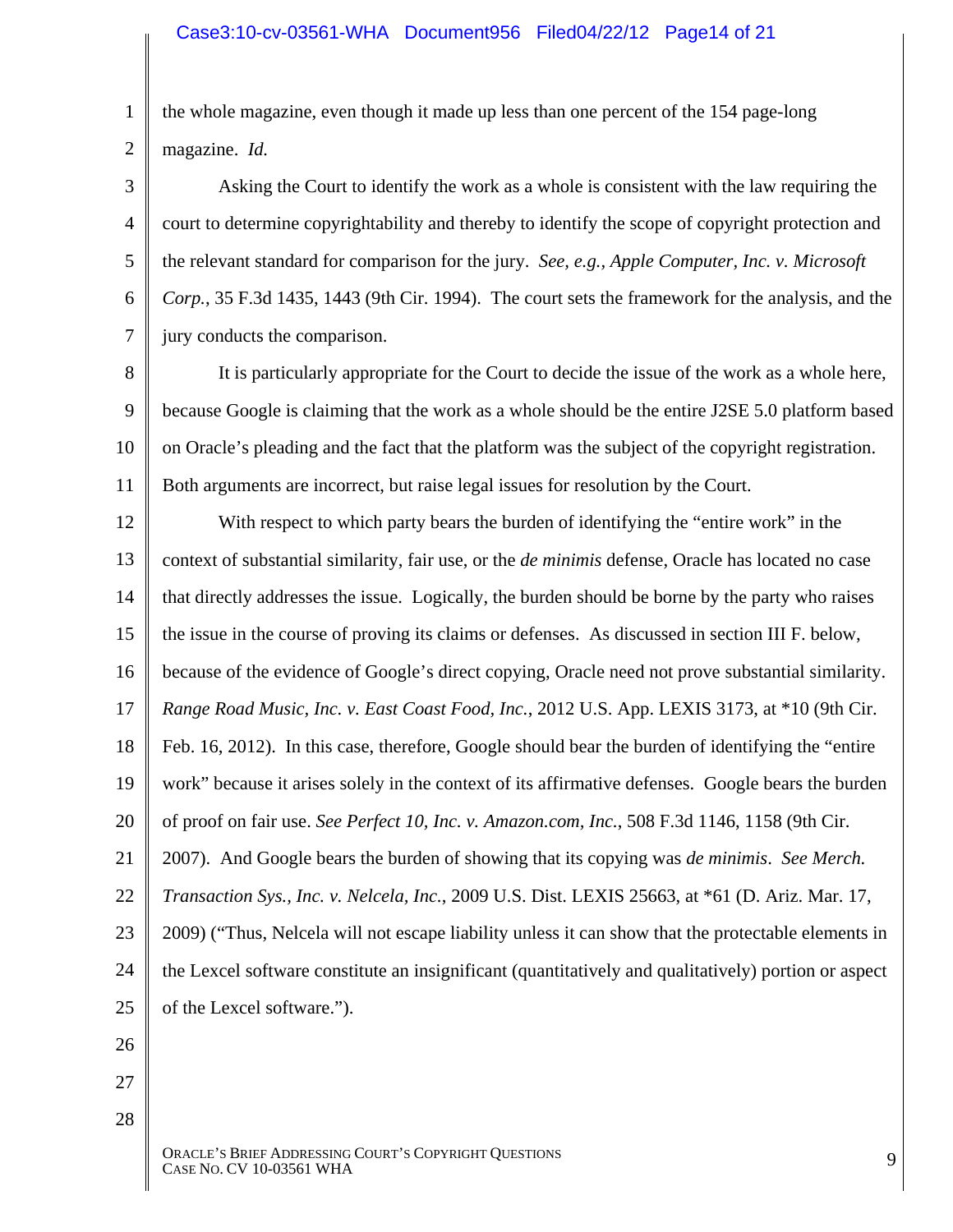the whole magazine, even though it made up less than one percent of the 154 page-long magazine. *Id.*

Asking the Court to identify the work as a whole is consistent with the law requiring the court to determine copyrightability and thereby to identify the scope of copyright protection and the relevant standard for comparison for the jury. *See, e.g.*, *Apple Computer, Inc. v. Microsoft Corp.*, 35 F.3d 1435, 1443 (9th Cir. 1994). The court sets the framework for the analysis, and the jury conducts the comparison.

It is particularly appropriate for the Court to decide the issue of the work as a whole here, because Google is claiming that the work as a whole should be the entire J2SE 5.0 platform based on Oracle's pleading and the fact that the platform was the subject of the copyright registration. Both arguments are incorrect, but raise legal issues for resolution by the Court.

With respect to which party bears the burden of identifying the "entire work" in the context of substantial similarity, fair use, or the *de minimis* defense, Oracle has located no case that directly addresses the issue. Logically, the burden should be borne by the party who raises the issue in the course of proving its claims or defenses. As discussed in section III F. below, because of the evidence of Google's direct copying, Oracle need not prove substantial similarity. *Range Road Music, Inc. v. East Coast Food, Inc.*, 2012 U.S. App. LEXIS 3173, at *10 (9th Cir. Feb. 16, 2012). In this case, therefore, Google should bear the burden of identifying the "entire work" because it arises solely in the context of its affirmative defenses. Google bears the burden of proof on fair use. *See Perfect 10, Inc. v. Amazon.com, Inc.*, 508 F.3d 1146, 1158 (9th Cir. 2007). And Google bears the burden of showing that its copying was *de minimis*. *See Merch. Transaction Sys., Inc. v. Nelcela, Inc.*, 2009 U.S. Dist. LEXIS 25663, at *61 (D. Ariz. Mar. 17, 2009) ("Thus, Nelcela will not escape liability unless it can show that the protectable elements in the Lexcel software constitute an insignificant (quantitatively and qualitatively) portion or aspect of the Lexcel software.").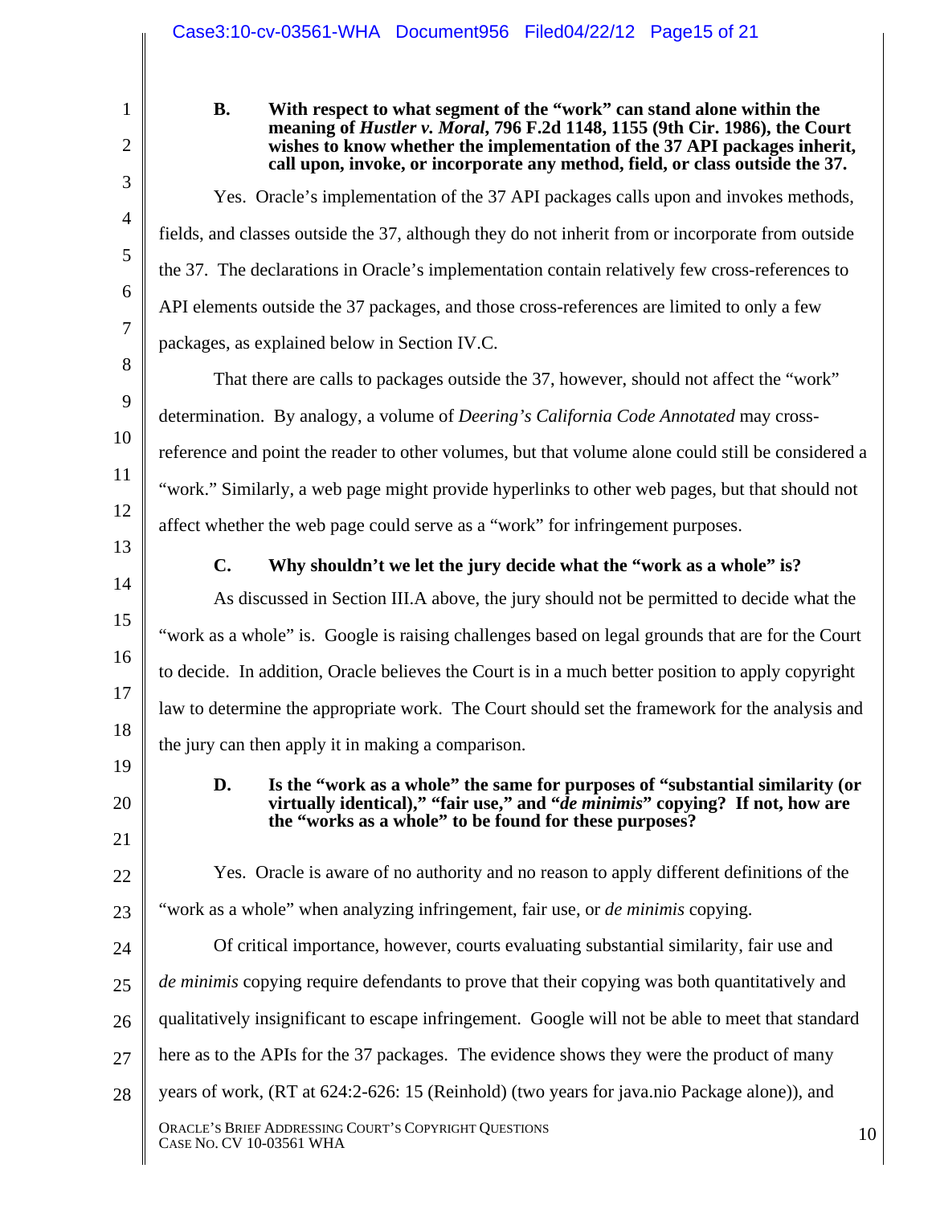### B. With respect to what segment of the "work" can stand alone within the meaning of *Hustler v. Moral*, 796 F.2d 1148, 1155 (9th Cir. 1986), the Court wishes to know whether the implementation of the 37 API packages inherit, call upon, invoke, or incorporate any method, field, or class outside the 37.

Yes. Oracle's implementation of the 37 API packages calls upon and invokes methods, fields, and classes outside the 37, although they do not inherit from or incorporate from outside the 37. The declarations in Oracle's implementation contain relatively few cross-references to API elements outside the 37 packages, and those cross-references are limited to only a few packages, as explained below in Section IV.C.

That there are calls to packages outside the 37, however, should not affect the "work" determination. By analogy, a volume of *Deering's California Code Annotated* may cross-reference and point the reader to other volumes, but that volume alone could still be considered a "work." Similarly, a web page might provide hyperlinks to other web pages, but that should not affect whether the web page could serve as a "work" for infringement purposes.

### C. Why shouldn't we let the jury decide what the "work as a whole" is?

As discussed in Section III.A above, the jury should not be permitted to decide what the "work as a whole" is. Google is raising challenges based on legal grounds that are for the Court to decide. In addition, Oracle believes the Court is in a much better position to apply copyright law to determine the appropriate work. The Court should set the framework for the analysis and the jury can then apply it in making a comparison.

### D. Is the "work as a whole" the same for purposes of "substantial similarity (or virtually identical)," "fair use," and "*de minimis*" copying? If not, how are the "works as a whole" to be found for these purposes?

Yes. Oracle is aware of no authority and no reason to apply different definitions of the "work as a whole" when analyzing infringement, fair use, or *de minimis* copying.

Of critical importance, however, courts evaluating substantial similarity, fair use and *de minimis* copying require defendants to prove that their copying was both quantitatively and qualitatively insignificant to escape infringement. Google will not be able to meet that standard here as to the APIs for the 37 packages. The evidence shows they were the product of many years of work, (RT at 624:2-626: 15 (Reinhold) (two years for java.nio Package alone)), and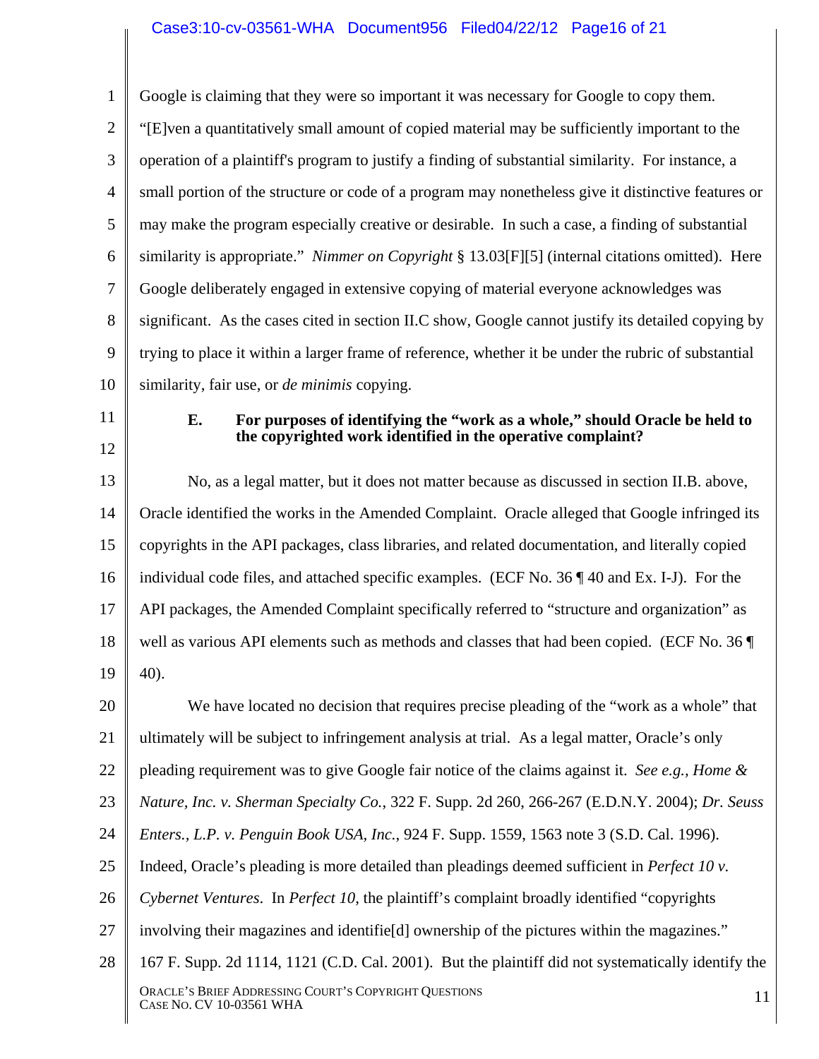Google is claiming that they were so important it was necessary for Google to copy them. "[E]ven a quantitatively small amount of copied material may be sufficiently important to the operation of a plaintiff's program to justify a finding of substantial similarity. For instance, a small portion of the structure or code of a program may nonetheless give it distinctive features or may make the program especially creative or desirable. In such a case, a finding of substantial similarity is appropriate." *Nimmer on Copyright* § 13.03[F][5] (internal citations omitted). Here Google deliberately engaged in extensive copying of material everyone acknowledges was significant. As the cases cited in section II.C show, Google cannot justify its detailed copying by trying to place it within a larger frame of reference, whether it be under the rubric of substantial similarity, fair use, or *de minimis* copying.

### E. For purposes of identifying the "work as a whole," should Oracle be held to the copyrighted work identified in the operative complaint?

No, as a legal matter, but it does not matter because as discussed in section II.B. above, Oracle identified the works in the Amended Complaint. Oracle alleged that Google infringed its copyrights in the API packages, class libraries, and related documentation, and literally copied individual code files, and attached specific examples. (ECF No. 36 ¶ 40 and Ex. I-J). For the API packages, the Amended Complaint specifically referred to "structure and organization" as well as various API elements such as methods and classes that had been copied. (ECF No. 36 ¶ 40).

We have located no decision that requires precise pleading of the "work as a whole" that ultimately will be subject to infringement analysis at trial. As a legal matter, Oracle's only pleading requirement was to give Google fair notice of the claims against it. *See e.g., Home & Nature, Inc. v. Sherman Specialty Co.*, 322 F. Supp. 2d 260, 266-267 (E.D.N.Y. 2004); *Dr. Seuss Enters., L.P. v. Penguin Book USA, Inc.*, 924 F. Supp. 1559, 1563 note 3 (S.D. Cal. 1996). Indeed, Oracle's pleading is more detailed than pleadings deemed sufficient in *Perfect 10 v. Cybernet Ventures*. In *Perfect 10*, the plaintiff's complaint broadly identified "copyrights involving their magazines and identifie[d] ownership of the pictures within the magazines." 167 F. Supp. 2d 1114, 1121 (C.D. Cal. 2001). But the plaintiff did not systematically identify the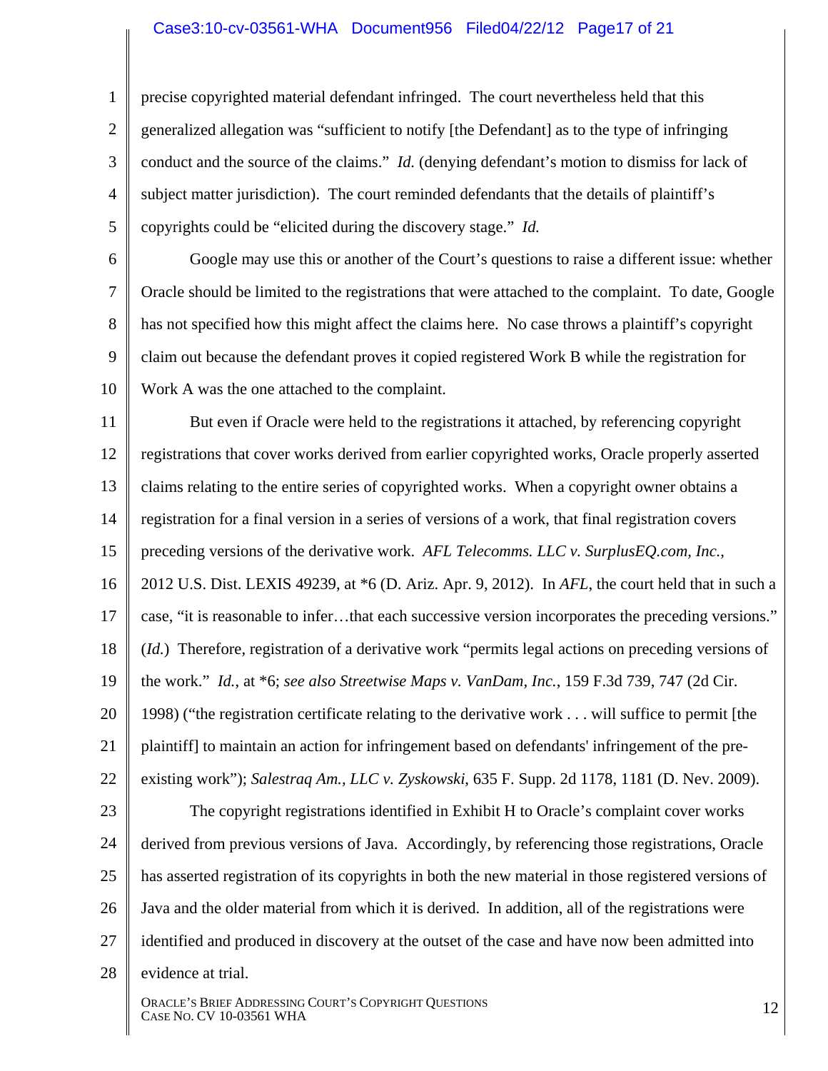precise copyrighted material defendant infringed. The court nevertheless held that this generalized allegation was "sufficient to notify [the Defendant] as to the type of infringing conduct and the source of the claims." *Id.* (denying defendant's motion to dismiss for lack of subject matter jurisdiction). The court reminded defendants that the details of plaintiff's copyrights could be "elicited during the discovery stage." *Id.*

Google may use this or another of the Court's questions to raise a different issue: whether Oracle should be limited to the registrations that were attached to the complaint. To date, Google has not specified how this might affect the claims here. No case throws a plaintiff's copyright claim out because the defendant proves it copied registered Work B while the registration for Work A was the one attached to the complaint.

But even if Oracle were held to the registrations it attached, by referencing copyright registrations that cover works derived from earlier copyrighted works, Oracle properly asserted claims relating to the entire series of copyrighted works. When a copyright owner obtains a registration for a final version in a series of versions of a work, that final registration covers preceding versions of the derivative work. *AFL Telecomms. LLC v. SurplusEQ.com, Inc.*, 2012 U.S. Dist. LEXIS 49239, at *6 (D. Ariz. Apr. 9, 2012). In *AFL*, the court held that in such a case, "it is reasonable to infer…that each successive version incorporates the preceding versions." (*Id.*) Therefore, registration of a derivative work "permits legal actions on preceding versions of the work." *Id.*, at *6; *see also Streetwise Maps v. VanDam, Inc.*, 159 F.3d 739, 747 (2d Cir. 1998) ("the registration certificate relating to the derivative work . . . will suffice to permit [the plaintiff] to maintain an action for infringement based on defendants' infringement of the pre-existing work"); *Salestraq Am., LLC v. Zyskowski*, 635 F. Supp. 2d 1178, 1181 (D. Nev. 2009).

The copyright registrations identified in Exhibit H to Oracle's complaint cover works derived from previous versions of Java. Accordingly, by referencing those registrations, Oracle has asserted registration of its copyrights in both the new material in those registered versions of Java and the older material from which it is derived. In addition, all of the registrations were identified and produced in discovery at the outset of the case and have now been admitted into evidence at trial.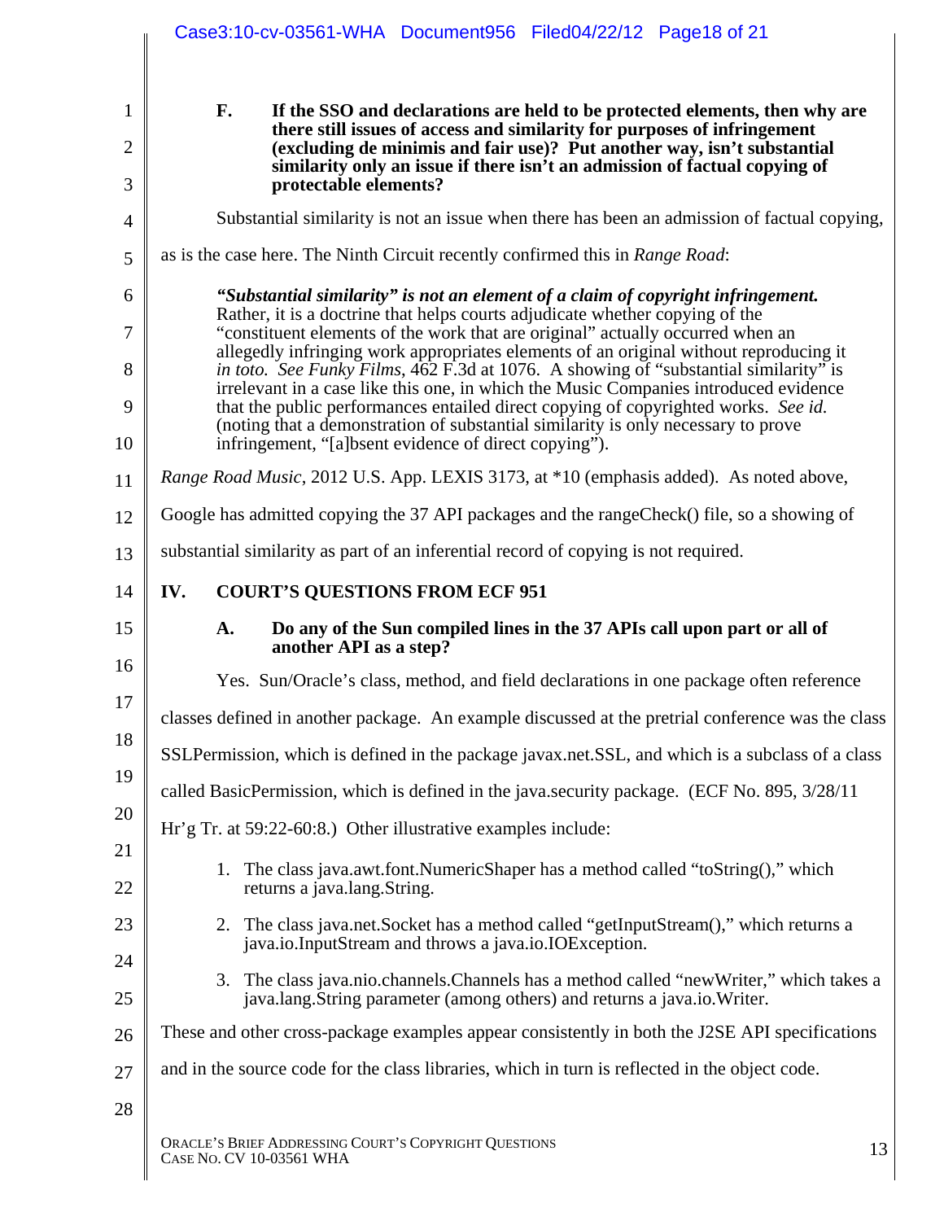### F. If the SSO and declarations are held to be protected elements, then why are there still issues of access and similarity for purposes of infringement (excluding de minimis and fair use)? Put another way, isn't substantial similarity only an issue if there isn't an admission of factual copying of protectable elements?

Substantial similarity is not an issue when there has been an admission of factual copying, as is the case here. The Ninth Circuit recently confirmed this in *Range Road*:

> ***"Substantial similarity" is not an element of a claim of copyright infringement.*** Rather, it is a doctrine that helps courts adjudicate whether copying of the "constituent elements of the work that are original" actually occurred when an allegedly infringing work appropriates elements of an original without reproducing it *in toto. See Funky Films*, 462 F.3d at 1076. A showing of "substantial similarity" is irrelevant in a case like this one, in which the Music Companies introduced evidence that the public performances entailed direct copying of copyrighted works. *See id.* (noting that a demonstration of substantial similarity is only necessary to prove infringement, "[a]bsent evidence of direct copying").

*Range Road Music*, 2012 U.S. App. LEXIS 3173, at *10 (emphasis added). As noted above, Google has admitted copying the 37 API packages and the rangeCheck() file, so a showing of substantial similarity as part of an inferential record of copying is not required.

## IV. COURT'S QUESTIONS FROM ECF 951

### A. Do any of the Sun compiled lines in the 37 APIs call upon part or all of another API as a step?

Yes. Sun/Oracle's class, method, and field declarations in one package often reference classes defined in another package. An example discussed at the pretrial conference was the class SSLPermission, which is defined in the package javax.net.SSL, and which is a subclass of a class called BasicPermission, which is defined in the java.security package. (ECF No. 895, 3/28/11 Hr'g Tr. at 59:22-60:8.) Other illustrative examples include:

1. The class java.awt.font.NumericShaper has a method called "toString()," which returns a java.lang.String.
2. The class java.net.Socket has a method called "getInputStream()," which returns a java.io.InputStream and throws a java.io.IOException.
3. The class java.nio.channels.Channels has a method called "newWriter," which takes a java.lang.String parameter (among others) and returns a java.io.Writer.

These and other cross-package examples appear consistently in both the J2SE API specifications and in the source code for the class libraries, which in turn is reflected in the object code.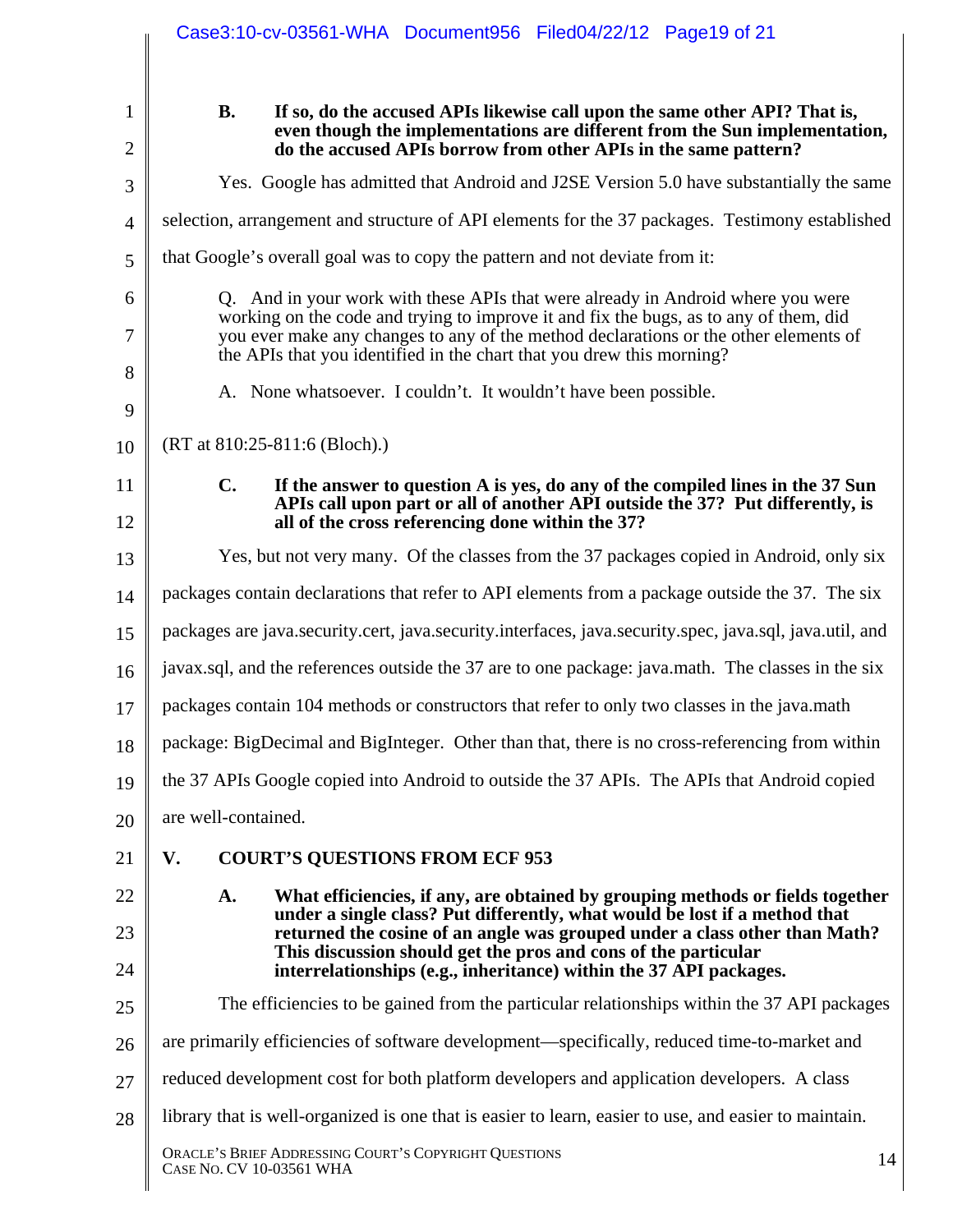**B. If so, do the accused APIs likewise call upon the same other API? That is, even though the implementations are different from the Sun implementation, do the accused APIs borrow from other APIs in the same pattern?**

Yes. Google has admitted that Android and J2SE Version 5.0 have substantially the same selection, arrangement and structure of API elements for the 37 packages. Testimony established that Google's overall goal was to copy the pattern and not deviate from it:

> Q. And in your work with these APIs that were already in Android where you were working on the code and trying to improve it and fix the bugs, as to any of them, did you ever make any changes to any of the method declarations or the other elements of the APIs that you identified in the chart that you drew this morning?
>
> A. None whatsoever. I couldn't. It wouldn't have been possible.

(RT at 810:25-811:6 (Bloch).)

**C. If the answer to question A is yes, do any of the compiled lines in the 37 Sun APIs call upon part or all of another API outside the 37? Put differently, is all of the cross referencing done within the 37?**

Yes, but not very many. Of the classes from the 37 packages copied in Android, only six packages contain declarations that refer to API elements from a package outside the 37. The six packages are java.security.cert, java.security.interfaces, java.security.spec, java.sql, java.util, and javax.sql, and the references outside the 37 are to one package: java.math. The classes in the six packages contain 104 methods or constructors that refer to only two classes in the java.math package: BigDecimal and BigInteger. Other than that, there is no cross-referencing from within the 37 APIs Google copied into Android to outside the 37 APIs. The APIs that Android copied are well-contained.

## V. COURT'S QUESTIONS FROM ECF 953

**A. What efficiencies, if any, are obtained by grouping methods or fields together under a single class? Put differently, what would be lost if a method that returned the cosine of an angle was grouped under a class other than Math? This discussion should get the pros and cons of the particular interrelationships (e.g., inheritance) within the 37 API packages.**

The efficiencies to be gained from the particular relationships within the 37 API packages are primarily efficiencies of software development—specifically, reduced time-to-market and reduced development cost for both platform developers and application developers. A class library that is well-organized is one that is easier to learn, easier to use, and easier to maintain.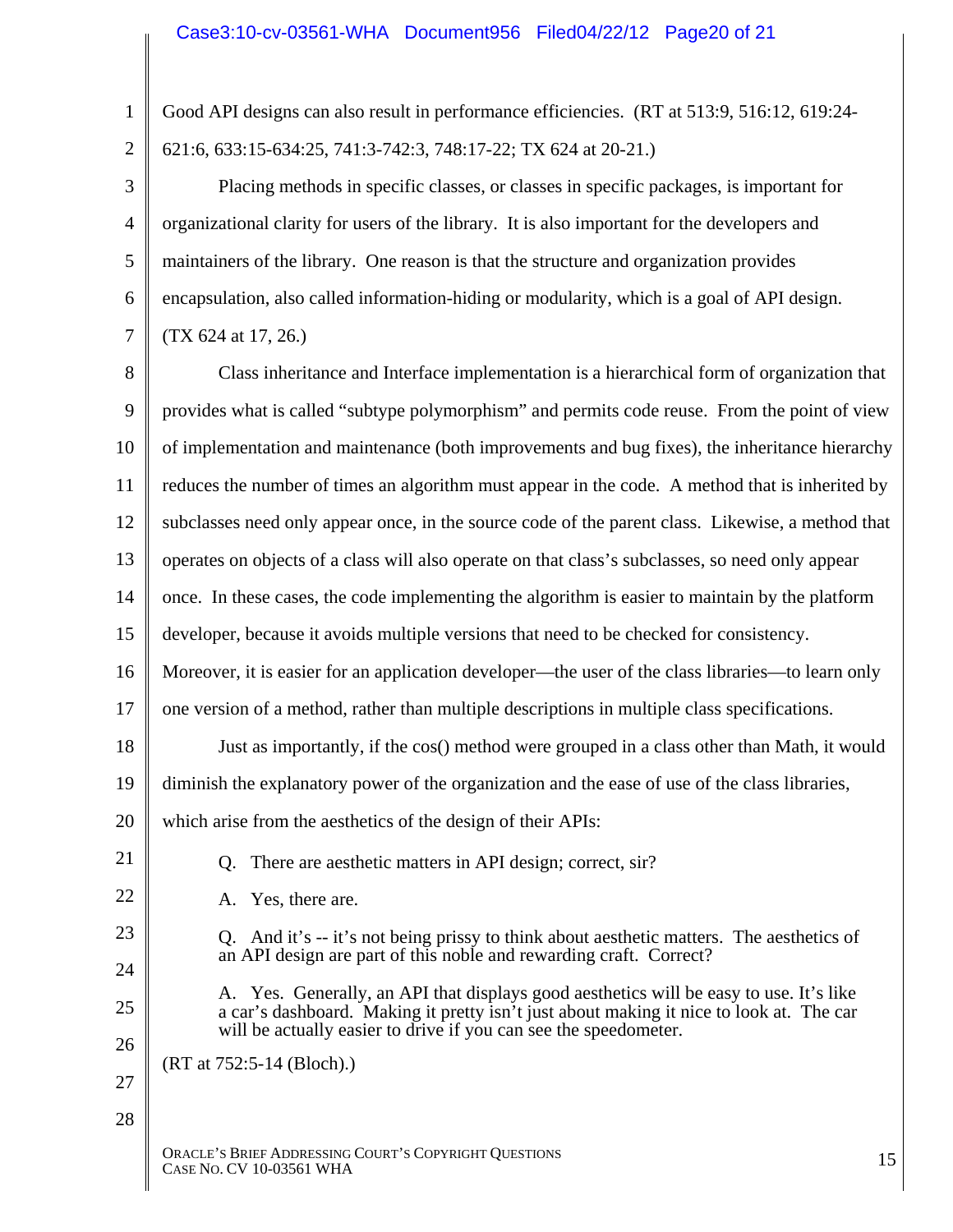Good API designs can also result in performance efficiencies. (RT at 513:9, 516:12, 619:24-621:6, 633:15-634:25, 741:3-742:3, 748:17-22; TX 624 at 20-21.)

Placing methods in specific classes, or classes in specific packages, is important for organizational clarity for users of the library. It is also important for the developers and maintainers of the library. One reason is that the structure and organization provides encapsulation, also called information-hiding or modularity, which is a goal of API design. (TX 624 at 17, 26.)

Class inheritance and Interface implementation is a hierarchical form of organization that provides what is called "subtype polymorphism" and permits code reuse. From the point of view of implementation and maintenance (both improvements and bug fixes), the inheritance hierarchy reduces the number of times an algorithm must appear in the code. A method that is inherited by subclasses need only appear once, in the source code of the parent class. Likewise, a method that operates on objects of a class will also operate on that class's subclasses, so need only appear once. In these cases, the code implementing the algorithm is easier to maintain by the platform developer, because it avoids multiple versions that need to be checked for consistency. Moreover, it is easier for an application developer—the user of the class libraries—to learn only one version of a method, rather than multiple descriptions in multiple class specifications.

Just as importantly, if the cos() method were grouped in a class other than Math, it would diminish the explanatory power of the organization and the ease of use of the class libraries, which arise from the aesthetics of the design of their APIs:

> Q. There are aesthetic matters in API design; correct, sir?
>
> A. Yes, there are.
>
> Q. And it's -- it's not being prissy to think about aesthetic matters. The aesthetics of an API design are part of this noble and rewarding craft. Correct?
>
> A. Yes. Generally, an API that displays good aesthetics will be easy to use. It's like a car's dashboard. Making it pretty isn't just about making it nice to look at. The car will be actually easier to drive if you can see the speedometer.

(RT at 752:5-14 (Bloch).)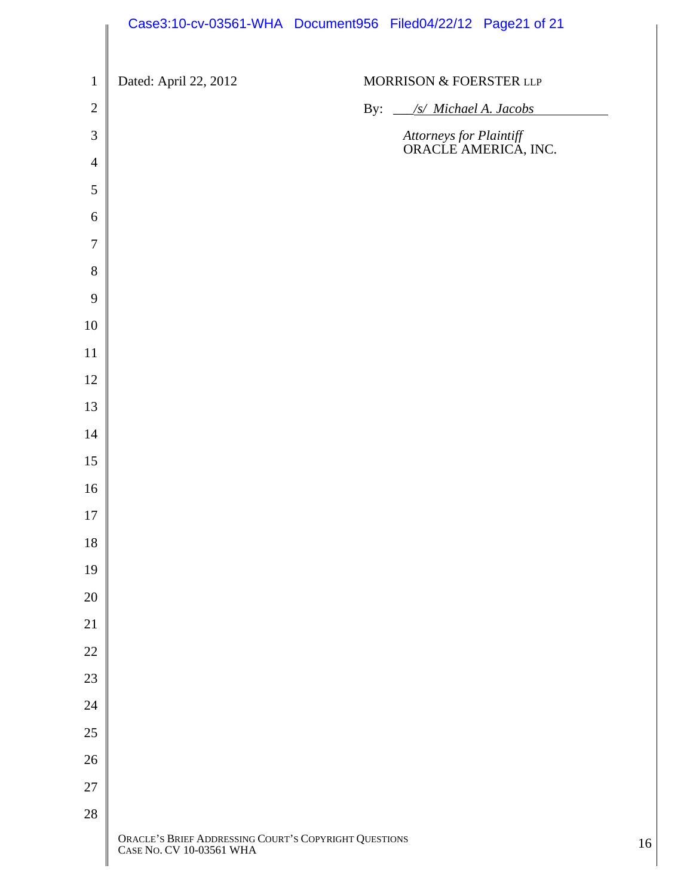Dated: April 22, 2012

MORRISON & FOERSTER LLP

By: */s/ Michael A. Jacobs*

*Attorneys for Plaintiff*
ORACLE AMERICA, INC.